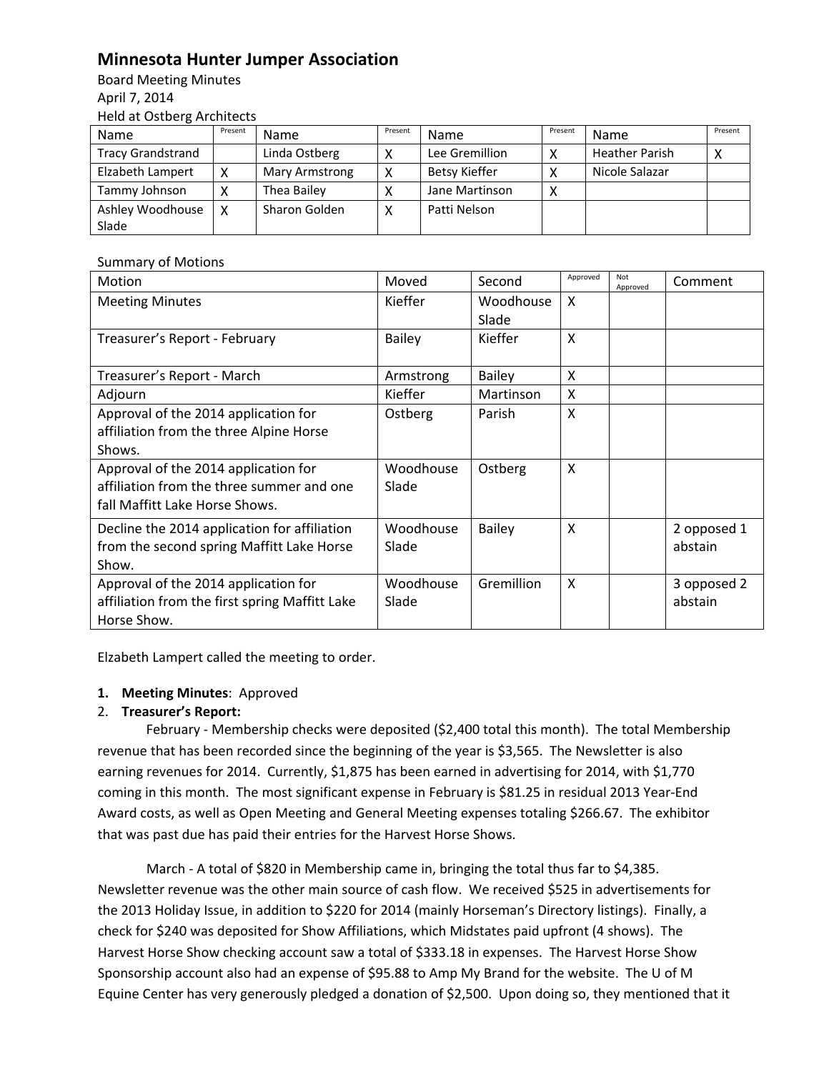# Minnesota Hunter Jumper Association

Board Meeting Minutes
April 7, 2014
Held at Ostberg Architects

| Name | Present | Name | Present | Name | Present | Name | Present |
|---|---|---|---|---|---|---|---|
| Tracy Grandstrand | | Linda Ostberg | X | Lee Gremillion | X | Heather Parish | X |
| Elzabeth Lampert | X | Mary Armstrong | X | Betsy Kieffer | X | Nicole Salazar | |
| Tammy Johnson | X | Thea Bailey | X | Jane Martinson | X | | |
| Ashley Woodhouse Slade | X | Sharon Golden | X | Patti Nelson | | | |

Summary of Motions

| Motion | Moved | Second | Approved | Not Approved | Comment |
|---|---|---|---|---|---|
| Meeting Minutes | Kieffer | Woodhouse Slade | X | | |
| Treasurer's Report - February | Bailey | Kieffer | X | | |
| Treasurer's Report - March | Armstrong | Bailey | X | | |
| Adjourn | Kieffer | Martinson | X | | |
| Approval of the 2014 application for affiliation from the three Alpine Horse Shows. | Ostberg | Parish | X | | |
| Approval of the 2014 application for affiliation from the three summer and one fall Maffitt Lake Horse Shows. | Woodhouse Slade | Ostberg | X | | |
| Decline the 2014 application for affiliation from the second spring Maffitt Lake Horse Show. | Woodhouse Slade | Bailey | X | | 2 opposed 1 abstain |
| Approval of the 2014 application for affiliation from the first spring Maffitt Lake Horse Show. | Woodhouse Slade | Gremillion | X | | 3 opposed 2 abstain |

Elzabeth Lampert called the meeting to order.

1. **Meeting Minutes**: Approved
2. **Treasurer's Report:**

February - Membership checks were deposited ($2,400 total this month). The total Membership revenue that has been recorded since the beginning of the year is $3,565. The Newsletter is also earning revenues for 2014. Currently, $1,875 has been earned in advertising for 2014, with $1,770 coming in this month. The most significant expense in February is $81.25 in residual 2013 Year-End Award costs, as well as Open Meeting and General Meeting expenses totaling $266.67. The exhibitor that was past due has paid their entries for the Harvest Horse Shows.

March - A total of $820 in Membership came in, bringing the total thus far to $4,385. Newsletter revenue was the other main source of cash flow. We received $525 in advertisements for the 2013 Holiday Issue, in addition to $220 for 2014 (mainly Horseman's Directory listings). Finally, a check for $240 was deposited for Show Affiliations, which Midstates paid upfront (4 shows). The Harvest Horse Show checking account saw a total of $333.18 in expenses. The Harvest Horse Show Sponsorship account also had an expense of $95.88 to Amp My Brand for the website. The U of M Equine Center has very generously pledged a donation of $2,500. Upon doing so, they mentioned that it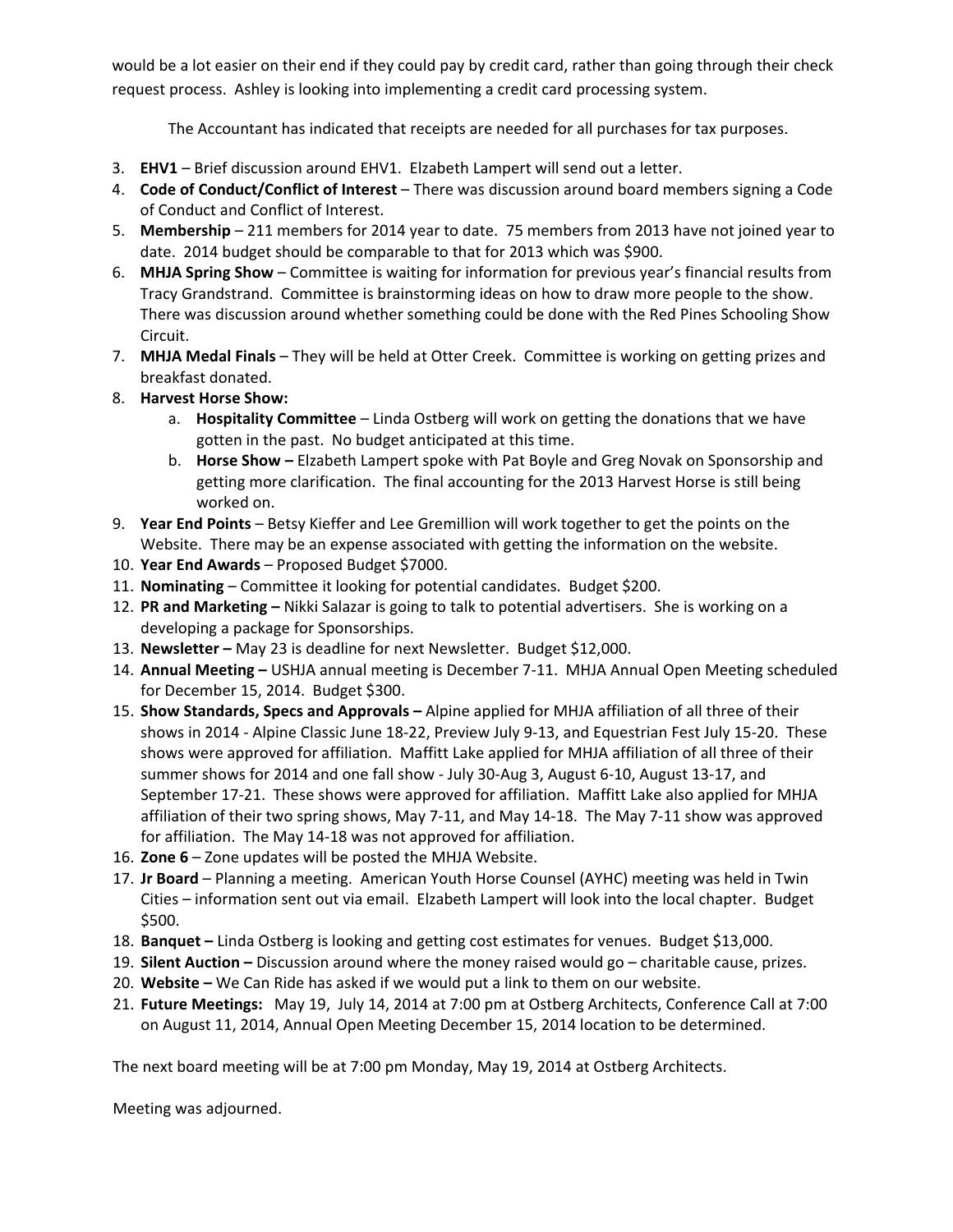would be a lot easier on their end if they could pay by credit card, rather than going through their check request process. Ashley is looking into implementing a credit card processing system.

The Accountant has indicated that receipts are needed for all purchases for tax purposes.

3. **EHV1** – Brief discussion around EHV1. Elzabeth Lampert will send out a letter.
4. **Code of Conduct/Conflict of Interest** – There was discussion around board members signing a Code of Conduct and Conflict of Interest.
5. **Membership** – 211 members for 2014 year to date. 75 members from 2013 have not joined year to date. 2014 budget should be comparable to that for 2013 which was $900.
6. **MHJA Spring Show** – Committee is waiting for information for previous year's financial results from Tracy Grandstrand. Committee is brainstorming ideas on how to draw more people to the show. There was discussion around whether something could be done with the Red Pines Schooling Show Circuit.
7. **MHJA Medal Finals** – They will be held at Otter Creek. Committee is working on getting prizes and breakfast donated.
8. **Harvest Horse Show:**
   a. **Hospitality Committee** – Linda Ostberg will work on getting the donations that we have gotten in the past. No budget anticipated at this time.
   b. **Horse Show –** Elzabeth Lampert spoke with Pat Boyle and Greg Novak on Sponsorship and getting more clarification. The final accounting for the 2013 Harvest Horse is still being worked on.
9. **Year End Points** – Betsy Kieffer and Lee Gremillion will work together to get the points on the Website. There may be an expense associated with getting the information on the website.
10. **Year End Awards** – Proposed Budget $7000.
11. **Nominating** – Committee it looking for potential candidates. Budget $200.
12. **PR and Marketing –** Nikki Salazar is going to talk to potential advertisers. She is working on a developing a package for Sponsorships.
13. **Newsletter –** May 23 is deadline for next Newsletter. Budget $12,000.
14. **Annual Meeting –** USHJA annual meeting is December 7-11. MHJA Annual Open Meeting scheduled for December 15, 2014. Budget $300.
15. **Show Standards, Specs and Approvals –** Alpine applied for MHJA affiliation of all three of their shows in 2014 - Alpine Classic June 18-22, Preview July 9-13, and Equestrian Fest July 15-20. These shows were approved for affiliation. Maffitt Lake applied for MHJA affiliation of all three of their summer shows for 2014 and one fall show - July 30-Aug 3, August 6-10, August 13-17, and September 17-21. These shows were approved for affiliation. Maffitt Lake also applied for MHJA affiliation of their two spring shows, May 7-11, and May 14-18. The May 7-11 show was approved for affiliation. The May 14-18 was not approved for affiliation.
16. **Zone 6** – Zone updates will be posted the MHJA Website.
17. **Jr Board** – Planning a meeting. American Youth Horse Counsel (AYHC) meeting was held in Twin Cities – information sent out via email. Elzabeth Lampert will look into the local chapter. Budget $500.
18. **Banquet –** Linda Ostberg is looking and getting cost estimates for venues. Budget $13,000.
19. **Silent Auction –** Discussion around where the money raised would go – charitable cause, prizes.
20. **Website –** We Can Ride has asked if we would put a link to them on our website.
21. **Future Meetings:** May 19, July 14, 2014 at 7:00 pm at Ostberg Architects, Conference Call at 7:00 on August 11, 2014, Annual Open Meeting December 15, 2014 location to be determined.

The next board meeting will be at 7:00 pm Monday, May 19, 2014 at Ostberg Architects.

Meeting was adjourned.